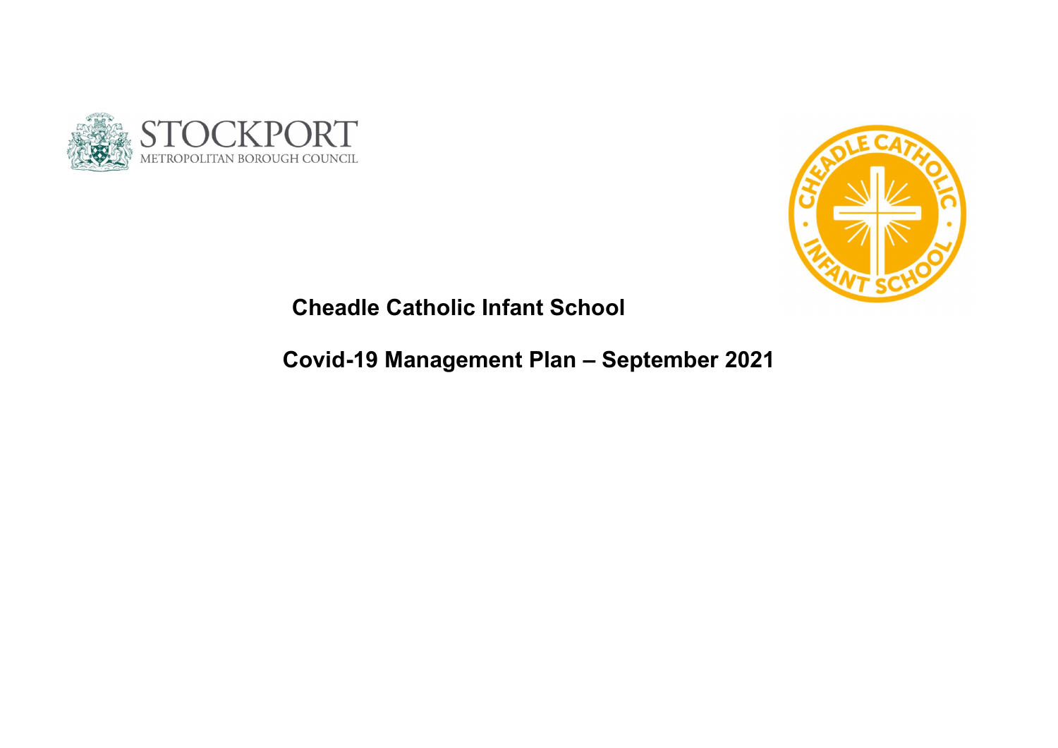# Cheadle Catholic Infant School

## Covid-19 Management Plan – September 2021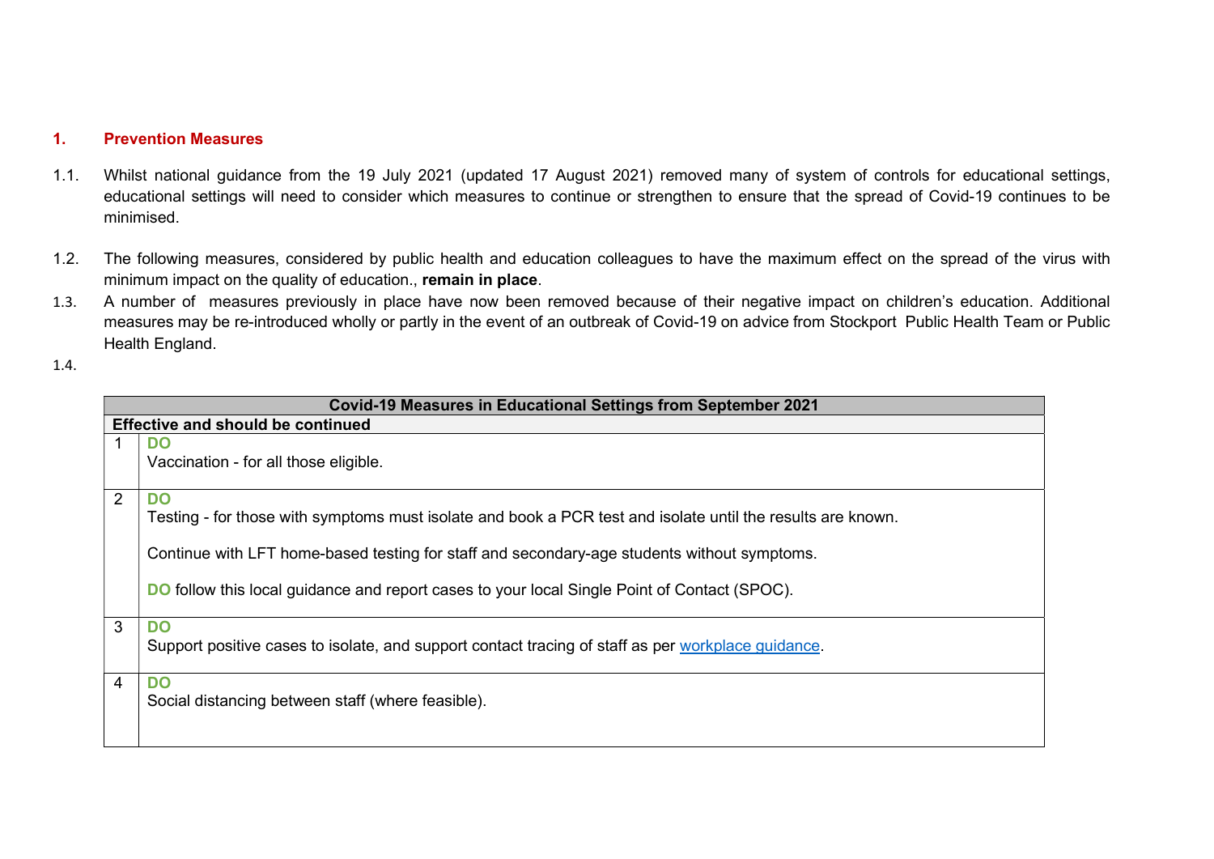## 1. Prevention Measures

1.1. Whilst national guidance from the 19 July 2021 (updated 17 August 2021) removed many of system of controls for educational settings, educational settings will need to consider which measures to continue or strengthen to ensure that the spread of Covid-19 continues to be minimised.

1.2. The following measures, considered by public health and education colleagues to have the maximum effect on the spread of the virus with minimum impact on the quality of education., **remain in place**.

1.3. A number of measures previously in place have now been removed because of their negative impact on children's education. Additional measures may be re-introduced wholly or partly in the event of an outbreak of Covid-19 on advice from Stockport Public Health Team or Public Health England.

1.4.

| Covid-19 Measures in Educational Settings from September 2021 | |
|---|---|
| **Effective and should be continued** | |
| 1 | **DO**<br>Vaccination - for all those eligible. |
| 2 | **DO**<br>Testing - for those with symptoms must isolate and book a PCR test and isolate until the results are known.<br><br>Continue with LFT home-based testing for staff and secondary-age students without symptoms.<br><br>**DO** follow this local guidance and report cases to your local Single Point of Contact (SPOC). |
| 3 | **DO**<br>Support positive cases to isolate, and support contact tracing of staff as per workplace guidance. |
| 4 | **DO**<br>Social distancing between staff (where feasible). |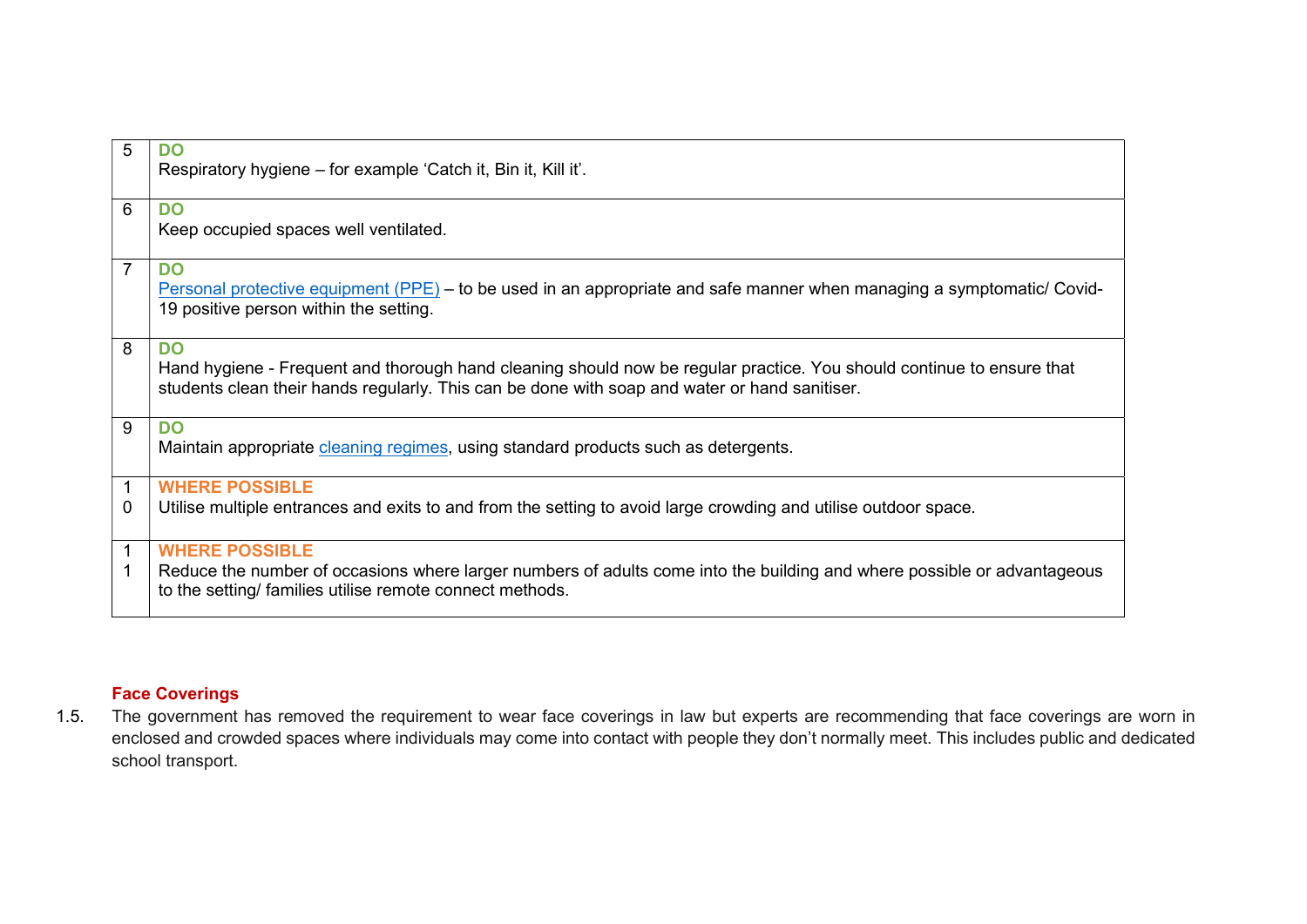| | |
|---|---|
| 5 | **DO**<br>Respiratory hygiene – for example 'Catch it, Bin it, Kill it'. |
| 6 | **DO**<br>Keep occupied spaces well ventilated. |
| 7 | **DO**<br>Personal protective equipment (PPE) – to be used in an appropriate and safe manner when managing a symptomatic/ Covid-19 positive person within the setting. |
| 8 | **DO**<br>Hand hygiene - Frequent and thorough hand cleaning should now be regular practice. You should continue to ensure that students clean their hands regularly. This can be done with soap and water or hand sanitiser. |
| 9 | **DO**<br>Maintain appropriate cleaning regimes, using standard products such as detergents. |
| 10 | **WHERE POSSIBLE**<br>Utilise multiple entrances and exits to and from the setting to avoid large crowding and utilise outdoor space. |
| 11 | **WHERE POSSIBLE**<br>Reduce the number of occasions where larger numbers of adults come into the building and where possible or advantageous to the setting/ families utilise remote connect methods. |

### Face Coverings

1.5. The government has removed the requirement to wear face coverings in law but experts are recommending that face coverings are worn in enclosed and crowded spaces where individuals may come into contact with people they don't normally meet. This includes public and dedicated school transport.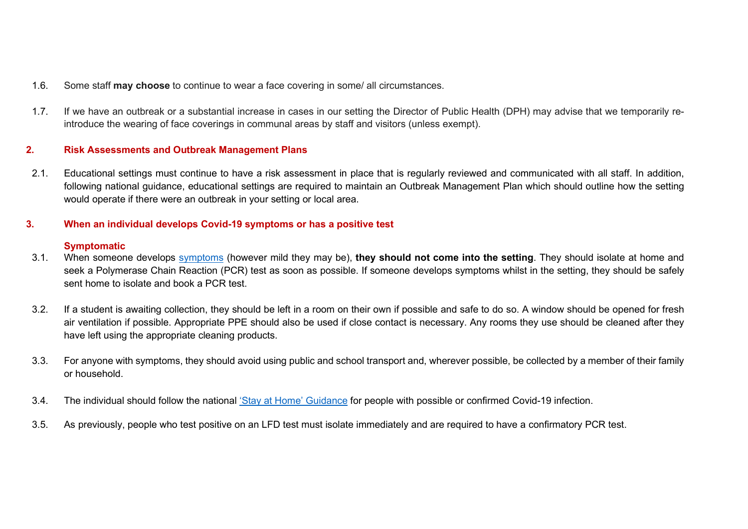1.6. Some staff **may choose** to continue to wear a face covering in some/ all circumstances.

1.7. If we have an outbreak or a substantial increase in cases in our setting the Director of Public Health (DPH) may advise that we temporarily re-introduce the wearing of face coverings in communal areas by staff and visitors (unless exempt).

## 2. Risk Assessments and Outbreak Management Plans

2.1. Educational settings must continue to have a risk assessment in place that is regularly reviewed and communicated with all staff. In addition, following national guidance, educational settings are required to maintain an Outbreak Management Plan which should outline how the setting would operate if there were an outbreak in your setting or local area.

## 3. When an individual develops Covid-19 symptoms or has a positive test

### Symptomatic

3.1. When someone develops symptoms (however mild they may be), **they should not come into the setting**. They should isolate at home and seek a Polymerase Chain Reaction (PCR) test as soon as possible. If someone develops symptoms whilst in the setting, they should be safely sent home to isolate and book a PCR test.

3.2. If a student is awaiting collection, they should be left in a room on their own if possible and safe to do so. A window should be opened for fresh air ventilation if possible. Appropriate PPE should also be used if close contact is necessary. Any rooms they use should be cleaned after they have left using the appropriate cleaning products.

3.3. For anyone with symptoms, they should avoid using public and school transport and, wherever possible, be collected by a member of their family or household.

3.4. The individual should follow the national 'Stay at Home' Guidance for people with possible or confirmed Covid-19 infection.

3.5. As previously, people who test positive on an LFD test must isolate immediately and are required to have a confirmatory PCR test.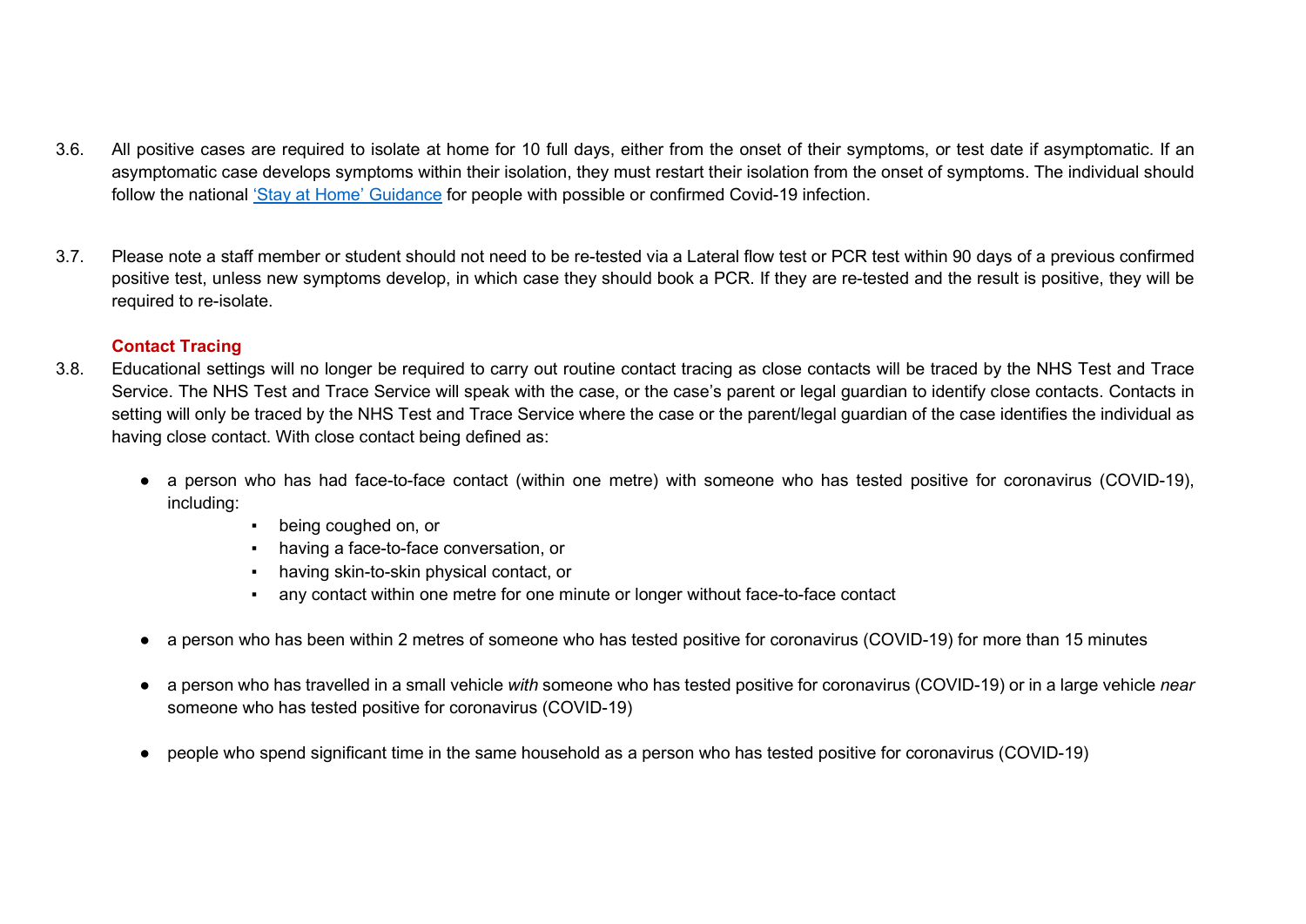3.6. All positive cases are required to isolate at home for 10 full days, either from the onset of their symptoms, or test date if asymptomatic. If an asymptomatic case develops symptoms within their isolation, they must restart their isolation from the onset of symptoms. The individual should follow the national ['Stay at Home' Guidance]() for people with possible or confirmed Covid-19 infection.

3.7. Please note a staff member or student should not need to be re-tested via a Lateral flow test or PCR test within 90 days of a previous confirmed positive test, unless new symptoms develop, in which case they should book a PCR. If they are re-tested and the result is positive, they will be required to re-isolate.

**Contact Tracing**

3.8. Educational settings will no longer be required to carry out routine contact tracing as close contacts will be traced by the NHS Test and Trace Service. The NHS Test and Trace Service will speak with the case, or the case's parent or legal guardian to identify close contacts. Contacts in setting will only be traced by the NHS Test and Trace Service where the case or the parent/legal guardian of the case identifies the individual as having close contact. With close contact being defined as:

- a person who has had face-to-face contact (within one metre) with someone who has tested positive for coronavirus (COVID-19), including:
  - being coughed on, or
  - having a face-to-face conversation, or
  - having skin-to-skin physical contact, or
  - any contact within one metre for one minute or longer without face-to-face contact
- a person who has been within 2 metres of someone who has tested positive for coronavirus (COVID-19) for more than 15 minutes
- a person who has travelled in a small vehicle *with* someone who has tested positive for coronavirus (COVID-19) or in a large vehicle *near* someone who has tested positive for coronavirus (COVID-19)
- people who spend significant time in the same household as a person who has tested positive for coronavirus (COVID-19)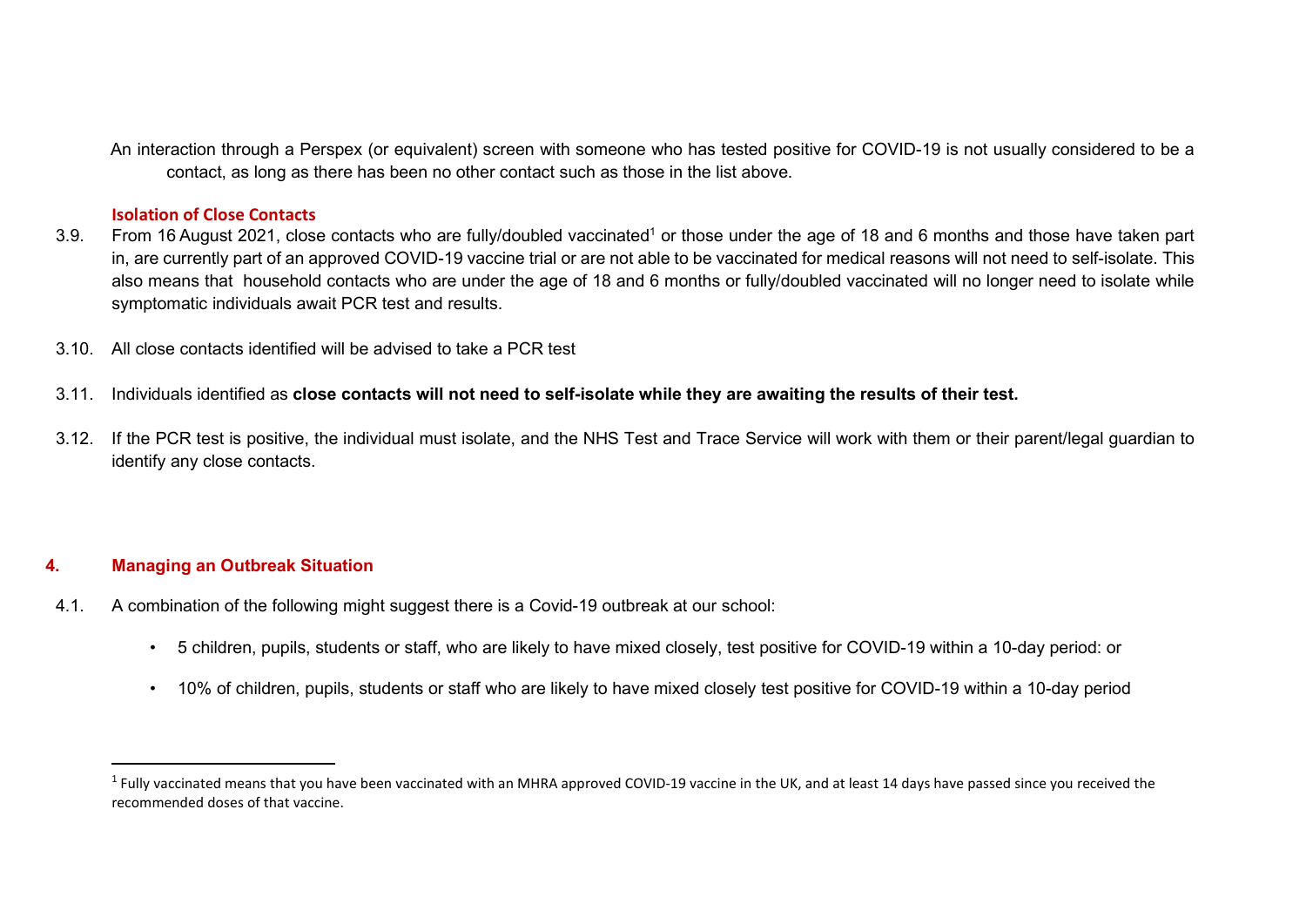An interaction through a Perspex (or equivalent) screen with someone who has tested positive for COVID-19 is not usually considered to be a contact, as long as there has been no other contact such as those in the list above.

**Isolation of Close Contacts**

3.9. From 16 August 2021, close contacts who are fully/doubled vaccinated[1] or those under the age of 18 and 6 months and those have taken part in, are currently part of an approved COVID-19 vaccine trial or are not able to be vaccinated for medical reasons will not need to self-isolate. This also means that household contacts who are under the age of 18 and 6 months or fully/doubled vaccinated will no longer need to isolate while symptomatic individuals await PCR test and results.

3.10. All close contacts identified will be advised to take a PCR test

3.11. Individuals identified as **close contacts will not need to self-isolate while they are awaiting the results of their test.**

3.12. If the PCR test is positive, the individual must isolate, and the NHS Test and Trace Service will work with them or their parent/legal guardian to identify any close contacts.

## 4. Managing an Outbreak Situation

4.1. A combination of the following might suggest there is a Covid-19 outbreak at our school:

- 5 children, pupils, students or staff, who are likely to have mixed closely, test positive for COVID-19 within a 10-day period: or
- 10% of children, pupils, students or staff who are likely to have mixed closely test positive for COVID-19 within a 10-day period

---

[1] Fully vaccinated means that you have been vaccinated with an MHRA approved COVID-19 vaccine in the UK, and at least 14 days have passed since you received the recommended doses of that vaccine.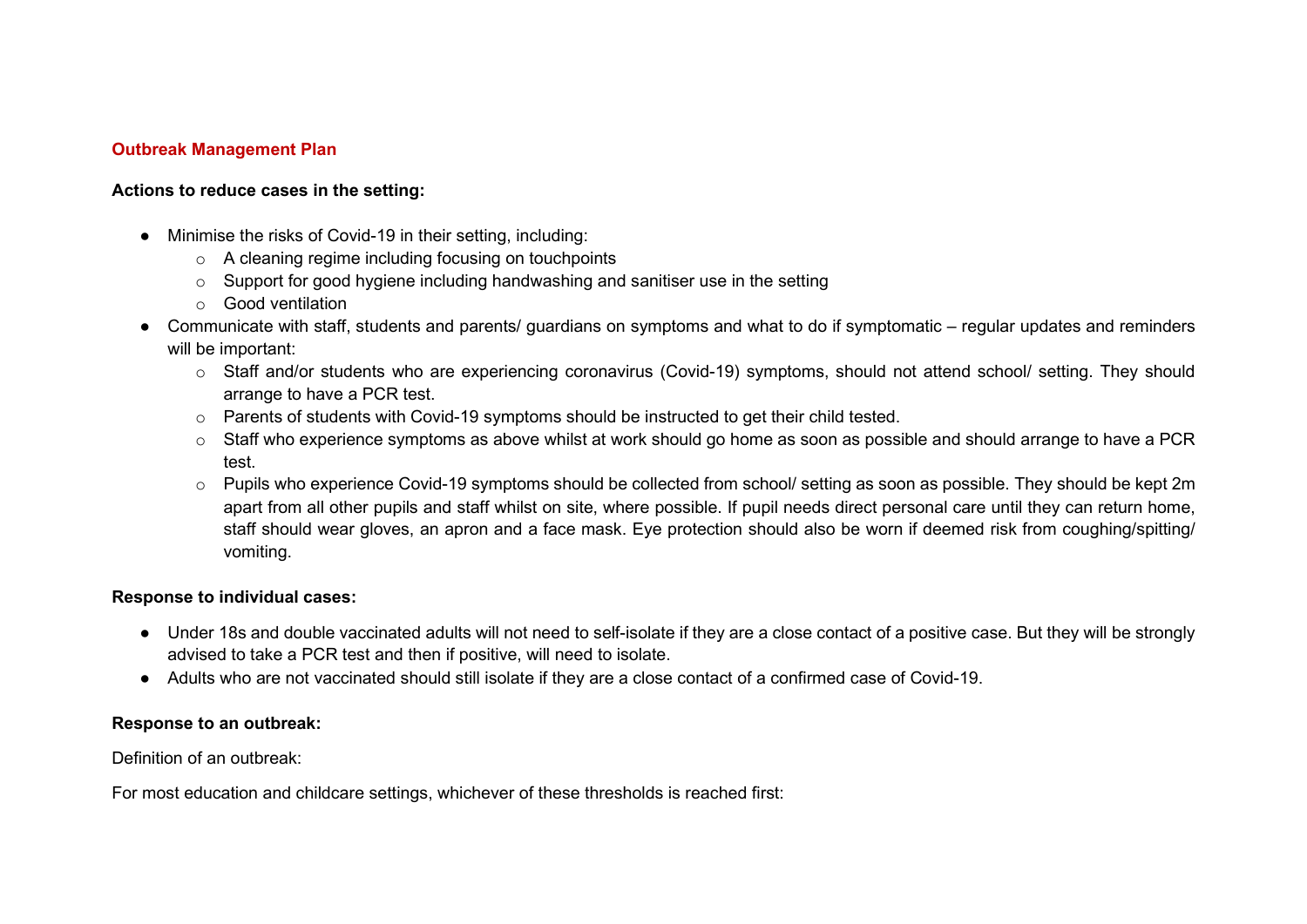## Outbreak Management Plan

**Actions to reduce cases in the setting:**

- Minimise the risks of Covid-19 in their setting, including:
    - A cleaning regime including focusing on touchpoints
    - Support for good hygiene including handwashing and sanitiser use in the setting
    - Good ventilation
- Communicate with staff, students and parents/ guardians on symptoms and what to do if symptomatic – regular updates and reminders will be important:
    - Staff and/or students who are experiencing coronavirus (Covid-19) symptoms, should not attend school/ setting. They should arrange to have a PCR test.
    - Parents of students with Covid-19 symptoms should be instructed to get their child tested.
    - Staff who experience symptoms as above whilst at work should go home as soon as possible and should arrange to have a PCR test.
    - Pupils who experience Covid-19 symptoms should be collected from school/ setting as soon as possible. They should be kept 2m apart from all other pupils and staff whilst on site, where possible. If pupil needs direct personal care until they can return home, staff should wear gloves, an apron and a face mask. Eye protection should also be worn if deemed risk from coughing/spitting/ vomiting.

**Response to individual cases:**

- Under 18s and double vaccinated adults will not need to self-isolate if they are a close contact of a positive case. But they will be strongly advised to take a PCR test and then if positive, will need to isolate.
- Adults who are not vaccinated should still isolate if they are a close contact of a confirmed case of Covid-19.

**Response to an outbreak:**

Definition of an outbreak:

For most education and childcare settings, whichever of these thresholds is reached first: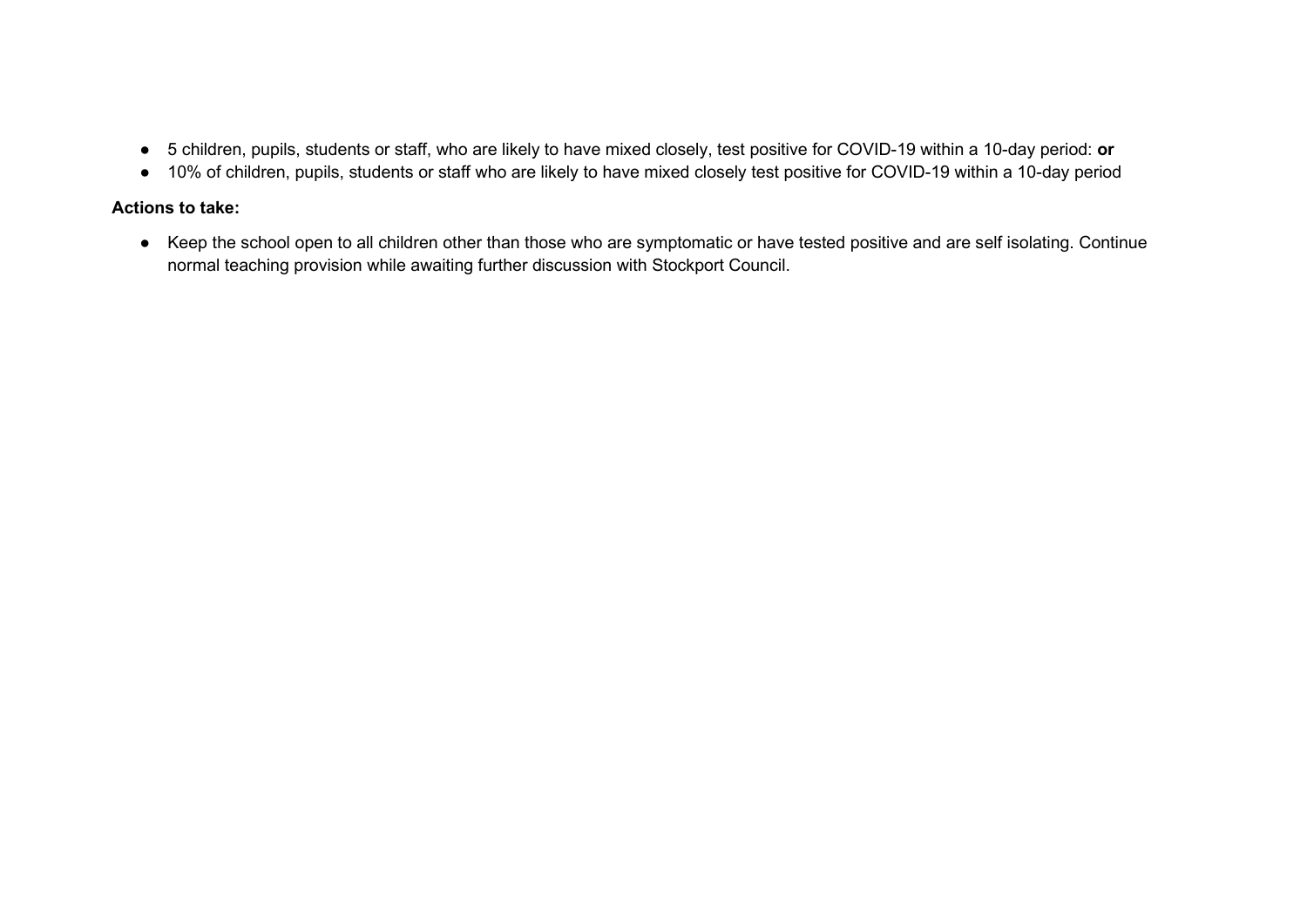- 5 children, pupils, students or staff, who are likely to have mixed closely, test positive for COVID-19 within a 10-day period: **or**
- 10% of children, pupils, students or staff who are likely to have mixed closely test positive for COVID-19 within a 10-day period

**Actions to take:**

- Keep the school open to all children other than those who are symptomatic or have tested positive and are self isolating. Continue normal teaching provision while awaiting further discussion with Stockport Council.